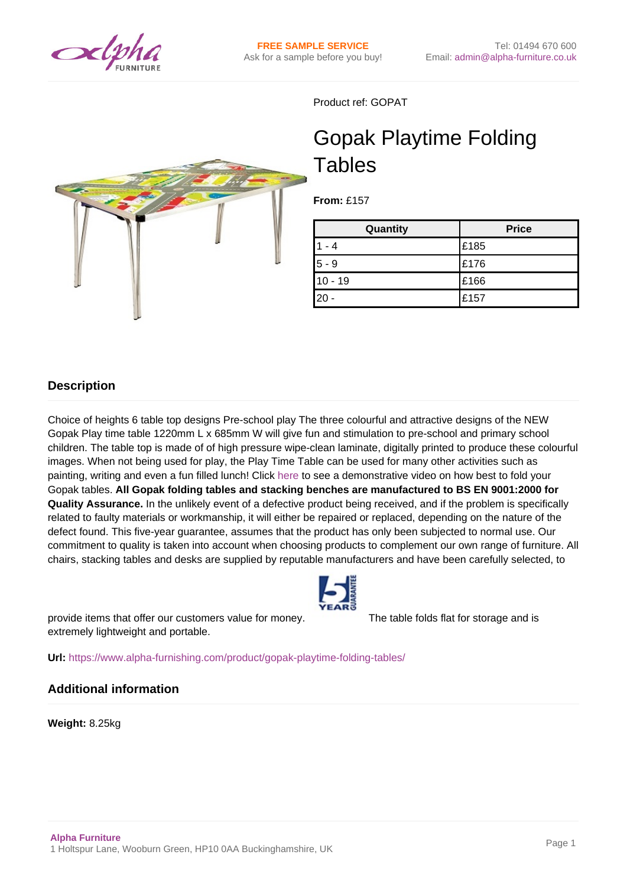FREE SAMPLE SERVICE
Ask for a sample before you buy!

Tel: 01494 670 600
Email: admin@alpha-furniture.co.uk

Product ref: GOPAT

# Gopak Playtime Folding Tables

**From:** £157

| Quantity | Price |
|---|---|
| 1 - 4 | £185 |
| 5 - 9 | £176 |
| 10 - 19 | £166 |
| 20 - | £157 |

## Description

Choice of heights 6 table top designs Pre-school play The three colourful and attractive designs of the NEW Gopak Play time table 1220mm L x 685mm W will give fun and stimulation to pre-school and primary school children. The table top is made of of high pressure wipe-clean laminate, digitally printed to produce these colourful images. When not being used for play, the Play Time Table can be used for many other activities such as painting, writing and even a fun filled lunch! Click here to see a demonstrative video on how best to fold your Gopak tables. **All Gopak folding tables and stacking benches are manufactured to BS EN 9001:2000 for Quality Assurance.** In the unlikely event of a defective product being received, and if the problem is specifically related to faulty materials or workmanship, it will either be repaired or replaced, depending on the nature of the defect found. This five-year guarantee, assumes that the product has only been subjected to normal use. Our commitment to quality is taken into account when choosing products to complement our own range of furniture. All chairs, stacking tables and desks are supplied by reputable manufacturers and have been carefully selected, to provide items that offer our customers value for money. The table folds flat for storage and is extremely lightweight and portable.

**Url:** https://www.alpha-furnishing.com/product/gopak-playtime-folding-tables/

## Additional information

**Weight:** 8.25kg

**Alpha Furniture**
1 Holtspur Lane, Wooburn Green, HP10 0AA Buckinghamshire, UK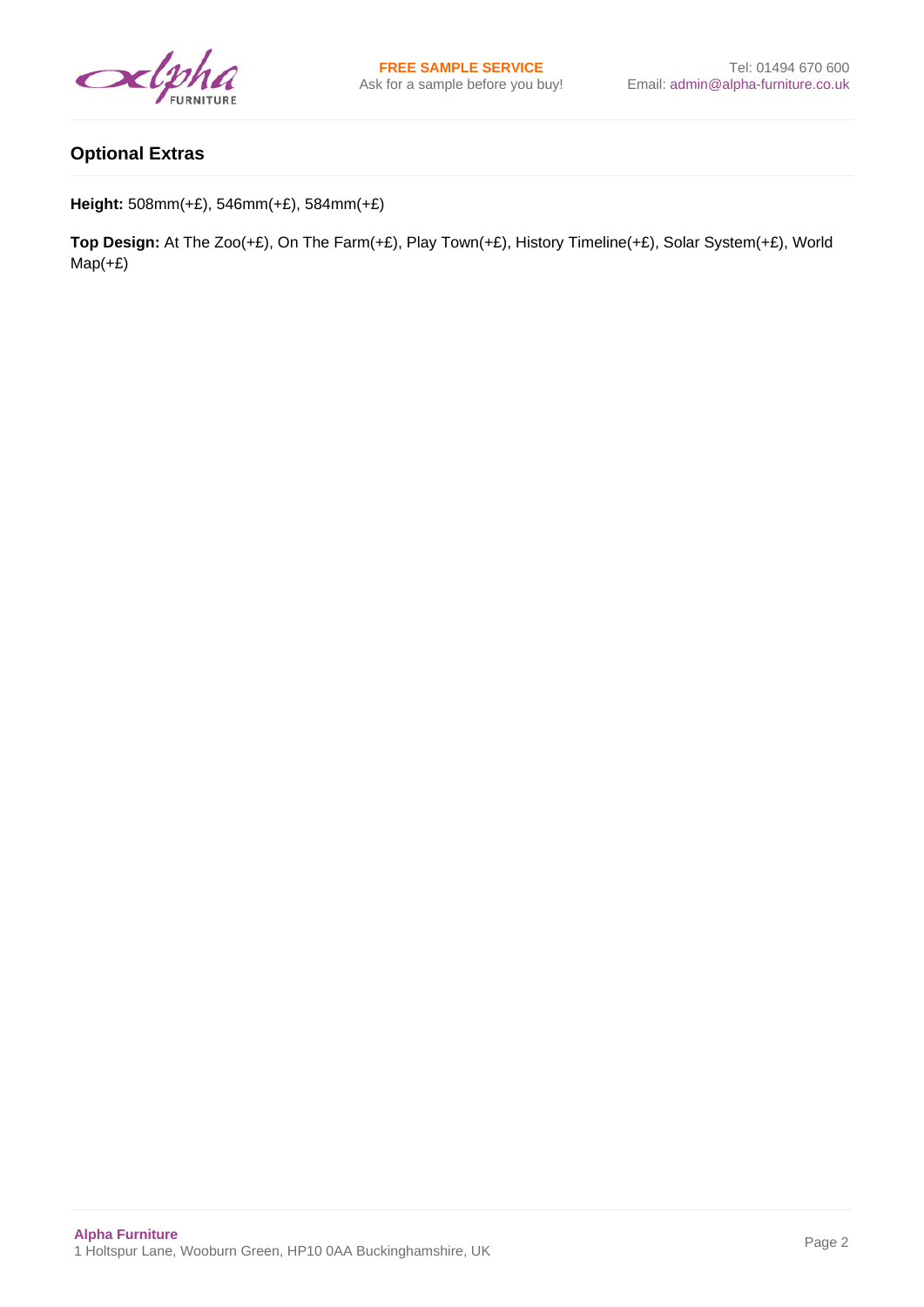## Optional Extras

**Height:** 508mm(+£), 546mm(+£), 584mm(+£)

**Top Design:** At The Zoo(+£), On The Farm(+£), Play Town(+£), History Timeline(+£), Solar System(+£), World Map(+£)